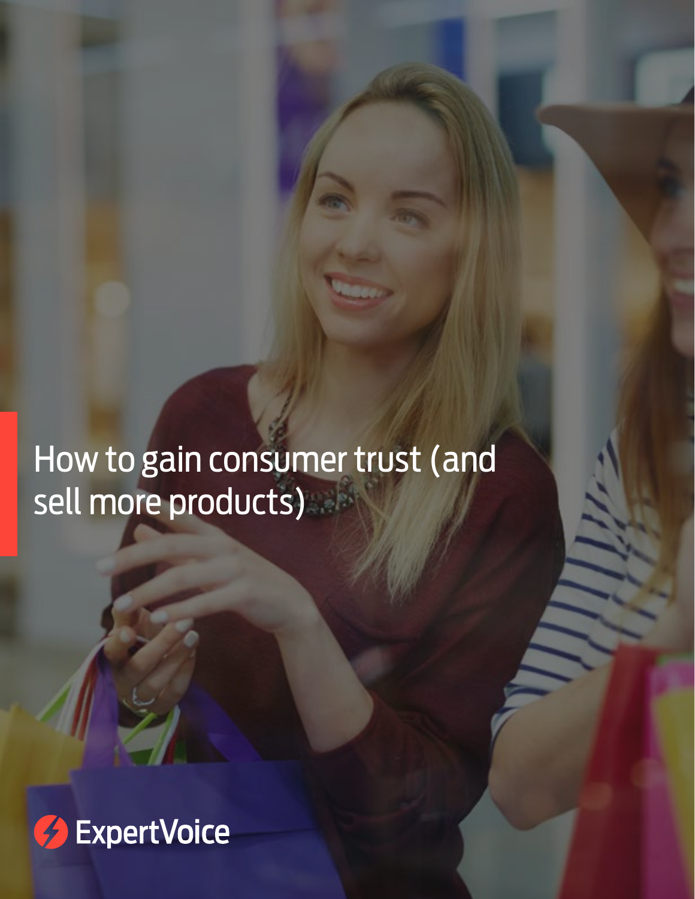# How to gain consumer trust (and sell more products)

ExpertVoice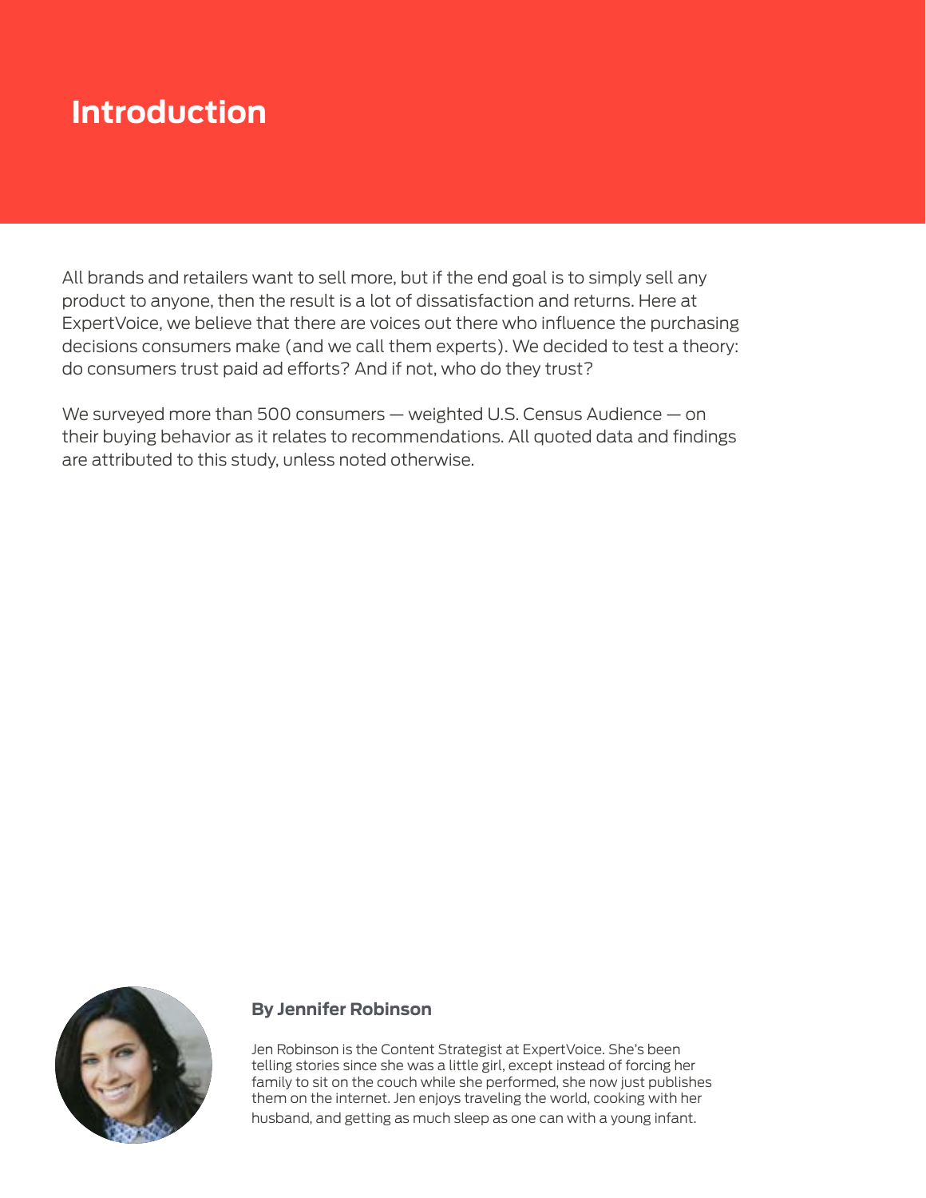# Introduction

All brands and retailers want to sell more, but if the end goal is to simply sell any product to anyone, then the result is a lot of dissatisfaction and returns. Here at ExpertVoice, we believe that there are voices out there who influence the purchasing decisions consumers make (and we call them experts). We decided to test a theory: do consumers trust paid ad efforts? And if not, who do they trust?

We surveyed more than 500 consumers — weighted U.S. Census Audience — on their buying behavior as it relates to recommendations. All quoted data and findings are attributed to this study, unless noted otherwise.

**By Jennifer Robinson**

Jen Robinson is the Content Strategist at ExpertVoice. She's been telling stories since she was a little girl, except instead of forcing her family to sit on the couch while she performed, she now just publishes them on the internet. Jen enjoys traveling the world, cooking with her husband, and getting as much sleep as one can with a young infant.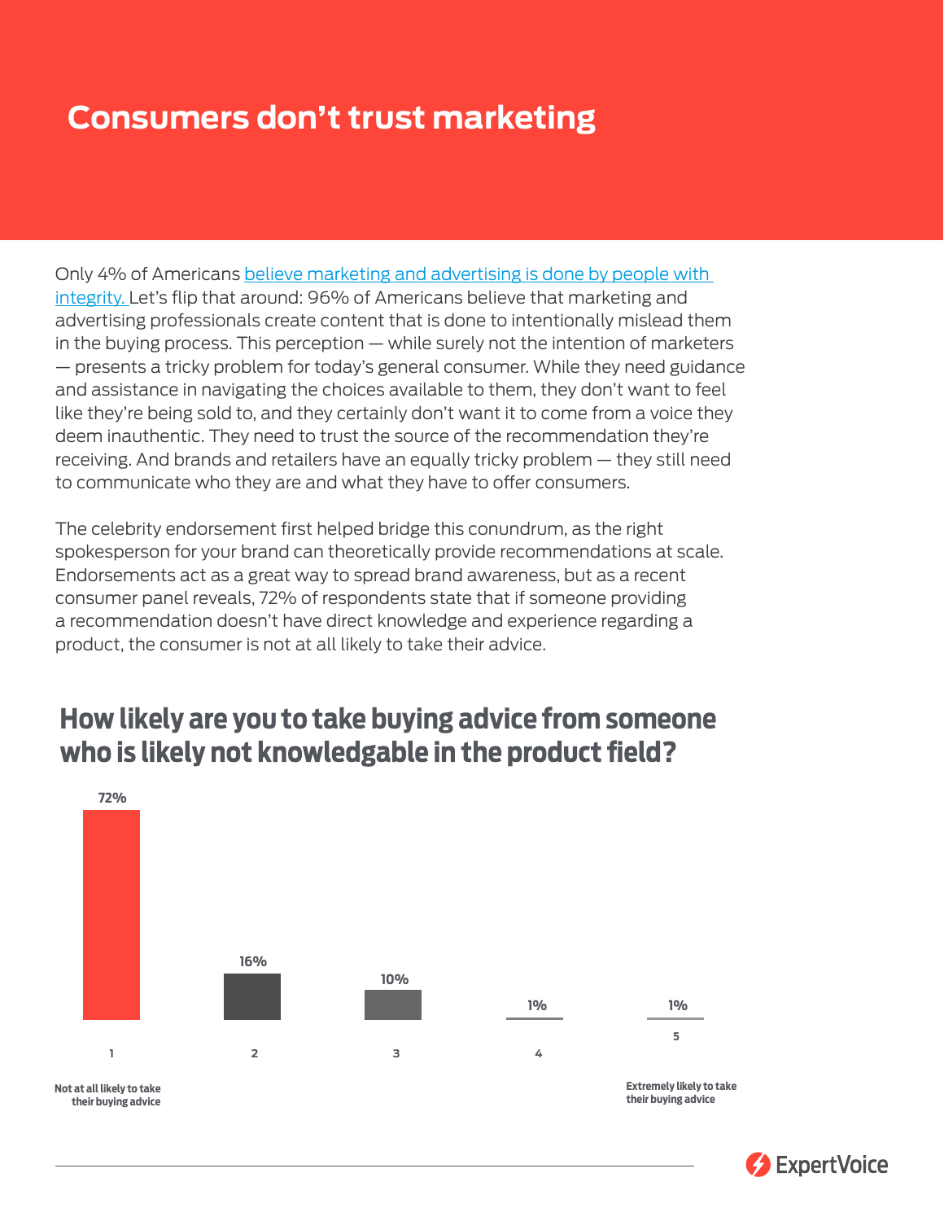# Consumers don't trust marketing

Only 4% of Americans believe marketing and advertising is done by people with integrity. Let's flip that around: 96% of Americans believe that marketing and advertising professionals create content that is done to intentionally mislead them in the buying process. This perception — while surely not the intention of marketers — presents a tricky problem for today's general consumer. While they need guidance and assistance in navigating the choices available to them, they don't want to feel like they're being sold to, and they certainly don't want it to come from a voice they deem inauthentic. They need to trust the source of the recommendation they're receiving. And brands and retailers have an equally tricky problem — they still need to communicate who they are and what they have to offer consumers.

The celebrity endorsement first helped bridge this conundrum, as the right spokesperson for your brand can theoretically provide recommendations at scale. Endorsements act as a great way to spread brand awareness, but as a recent consumer panel reveals, 72% of respondents state that if someone providing a recommendation doesn't have direct knowledge and experience regarding a product, the consumer is not at all likely to take their advice.

## How likely are you to take buying advice from someone who is likely not knowledgable in the product field?

| Rating | Percentage |
|---|---|
| 1 (Not at all likely to take their buying advice) | 72% |
| 2 | 16% |
| 3 | 10% |
| 4 | 1% |
| 5 (Extremely likely to take their buying advice) | 1% |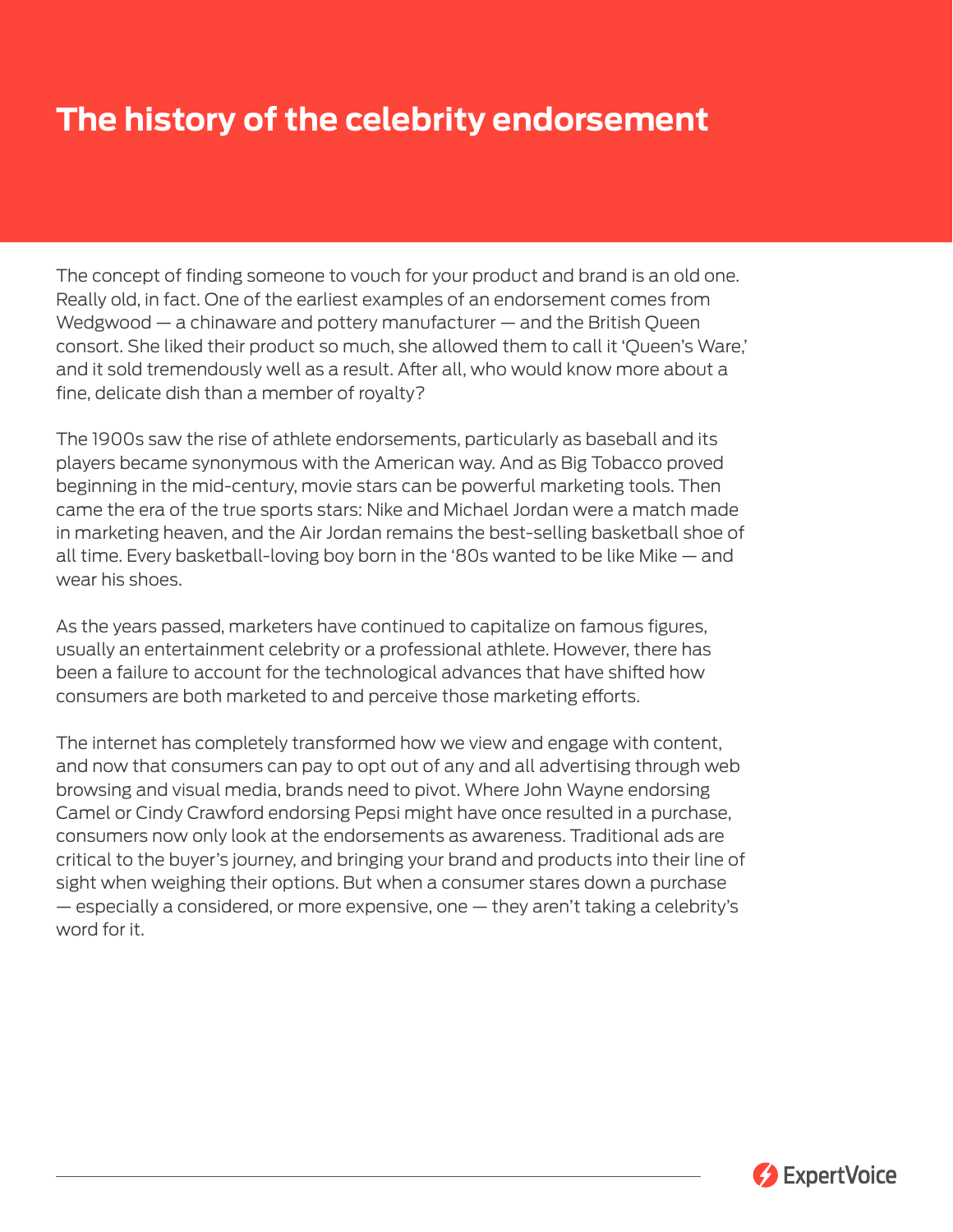# The history of the celebrity endorsement

The concept of finding someone to vouch for your product and brand is an old one. Really old, in fact. One of the earliest examples of an endorsement comes from Wedgwood — a chinaware and pottery manufacturer — and the British Queen consort. She liked their product so much, she allowed them to call it 'Queen's Ware,' and it sold tremendously well as a result. After all, who would know more about a fine, delicate dish than a member of royalty?

The 1900s saw the rise of athlete endorsements, particularly as baseball and its players became synonymous with the American way. And as Big Tobacco proved beginning in the mid-century, movie stars can be powerful marketing tools. Then came the era of the true sports stars: Nike and Michael Jordan were a match made in marketing heaven, and the Air Jordan remains the best-selling basketball shoe of all time. Every basketball-loving boy born in the '80s wanted to be like Mike — and wear his shoes.

As the years passed, marketers have continued to capitalize on famous figures, usually an entertainment celebrity or a professional athlete. However, there has been a failure to account for the technological advances that have shifted how consumers are both marketed to and perceive those marketing efforts.

The internet has completely transformed how we view and engage with content, and now that consumers can pay to opt out of any and all advertising through web browsing and visual media, brands need to pivot. Where John Wayne endorsing Camel or Cindy Crawford endorsing Pepsi might have once resulted in a purchase, consumers now only look at the endorsements as awareness. Traditional ads are critical to the buyer's journey, and bringing your brand and products into their line of sight when weighing their options. But when a consumer stares down a purchase — especially a considered, or more expensive, one — they aren't taking a celebrity's word for it.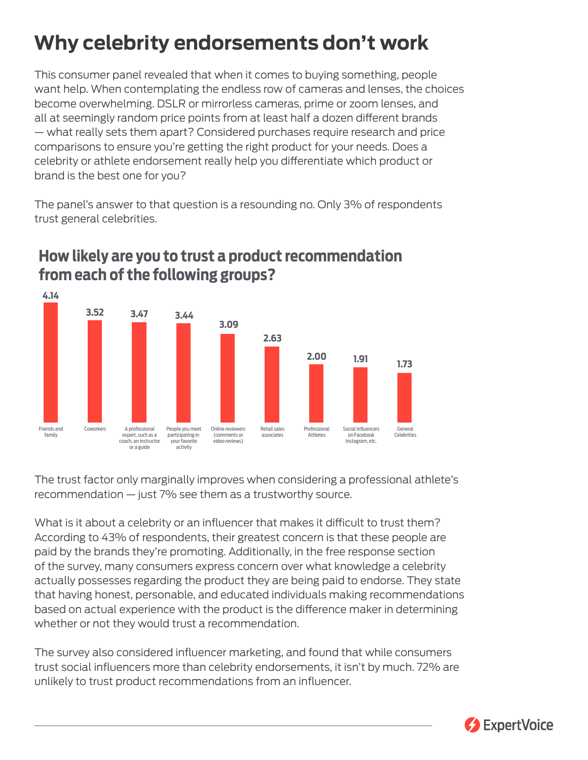# Why celebrity endorsements don't work

This consumer panel revealed that when it comes to buying something, people want help. When contemplating the endless row of cameras and lenses, the choices become overwhelming. DSLR or mirrorless cameras, prime or zoom lenses, and all at seemingly random price points from at least half a dozen different brands — what really sets them apart? Considered purchases require research and price comparisons to ensure you're getting the right product for your needs. Does a celebrity or athlete endorsement really help you differentiate which product or brand is the best one for you?

The panel's answer to that question is a resounding no. Only 3% of respondents trust general celebrities.

## How likely are you to trust a product recommendation from each of the following groups?

| Group | Score |
|---|---|
| Friends and family | 4.14 |
| Coworkers | 3.52 |
| A professional expert, such as a coach, an instructor or a guide | 3.47 |
| People you meet participating in your favorite activity | 3.44 |
| Online reviewers (comments or video reviews) | 3.09 |
| Retail sales associates | 2.63 |
| Professional Athletes | 2.00 |
| Social influencers on Facebook Instagram, etc. | 1.91 |
| General Celebrities | 1.73 |

The trust factor only marginally improves when considering a professional athlete's recommendation — just 7% see them as a trustworthy source.

What is it about a celebrity or an influencer that makes it difficult to trust them? According to 43% of respondents, their greatest concern is that these people are paid by the brands they're promoting. Additionally, in the free response section of the survey, many consumers express concern over what knowledge a celebrity actually possesses regarding the product they are being paid to endorse. They state that having honest, personable, and educated individuals making recommendations based on actual experience with the product is the difference maker in determining whether or not they would trust a recommendation.

The survey also considered influencer marketing, and found that while consumers trust social influencers more than celebrity endorsements, it isn't by much. 72% are unlikely to trust product recommendations from an influencer.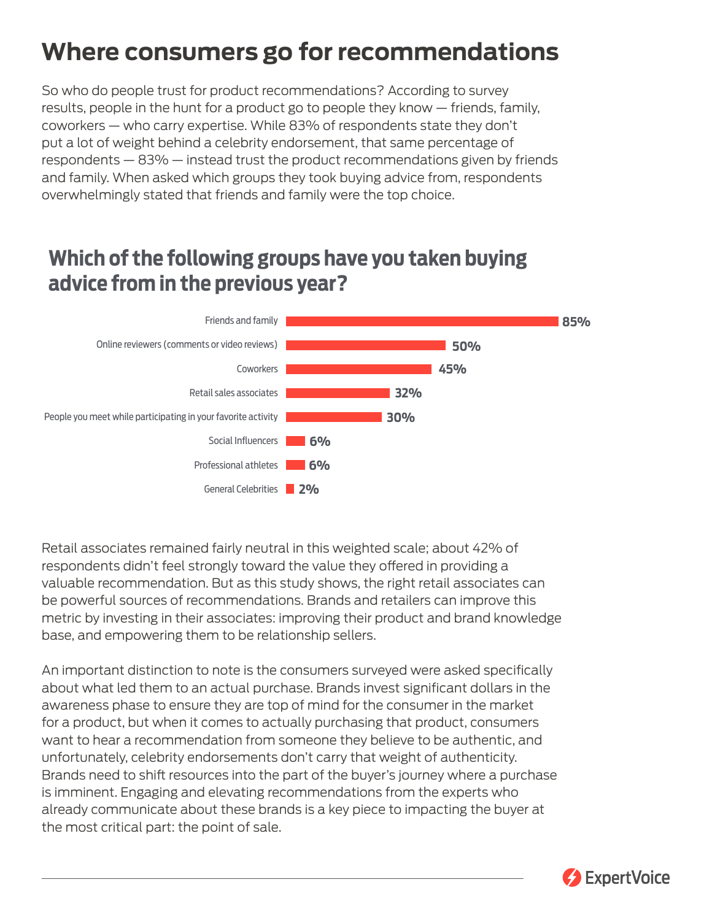# Where consumers go for recommendations

So who do people trust for product recommendations? According to survey results, people in the hunt for a product go to people they know — friends, family, coworkers — who carry expertise. While 83% of respondents state they don't put a lot of weight behind a celebrity endorsement, that same percentage of respondents — 83% — instead trust the product recommendations given by friends and family. When asked which groups they took buying advice from, respondents overwhelmingly stated that friends and family were the top choice.

## Which of the following groups have you taken buying advice from in the previous year?

| Group | Percentage |
| --- | --- |
| Friends and family | 85% |
| Online reviewers (comments or video reviews) | 50% |
| Coworkers | 45% |
| Retail sales associates | 32% |
| People you meet while participating in your favorite activity | 30% |
| Social Influencers | 6% |
| Professional athletes | 6% |
| General Celebrities | 2% |

Retail associates remained fairly neutral in this weighted scale; about 42% of respondents didn't feel strongly toward the value they offered in providing a valuable recommendation. But as this study shows, the right retail associates can be powerful sources of recommendations. Brands and retailers can improve this metric by investing in their associates: improving their product and brand knowledge base, and empowering them to be relationship sellers.

An important distinction to note is the consumers surveyed were asked specifically about what led them to an actual purchase. Brands invest significant dollars in the awareness phase to ensure they are top of mind for the consumer in the market for a product, but when it comes to actually purchasing that product, consumers want to hear a recommendation from someone they believe to be authentic, and unfortunately, celebrity endorsements don't carry that weight of authenticity. Brands need to shift resources into the part of the buyer's journey where a purchase is imminent. Engaging and elevating recommendations from the experts who already communicate about these brands is a key piece to impacting the buyer at the most critical part: the point of sale.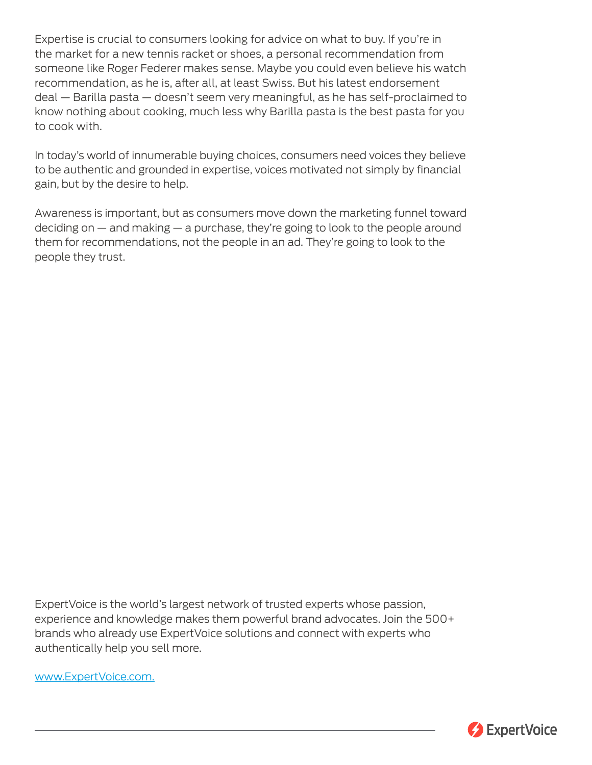Expertise is crucial to consumers looking for advice on what to buy. If you're in the market for a new tennis racket or shoes, a personal recommendation from someone like Roger Federer makes sense. Maybe you could even believe his watch recommendation, as he is, after all, at least Swiss. But his latest endorsement deal — Barilla pasta — doesn't seem very meaningful, as he has self-proclaimed to know nothing about cooking, much less why Barilla pasta is the best pasta for you to cook with.

In today's world of innumerable buying choices, consumers need voices they believe to be authentic and grounded in expertise, voices motivated not simply by financial gain, but by the desire to help.

Awareness is important, but as consumers move down the marketing funnel toward deciding on — and making — a purchase, they're going to look to the people around them for recommendations, not the people in an ad. They're going to look to the people they trust.

ExpertVoice is the world's largest network of trusted experts whose passion, experience and knowledge makes them powerful brand advocates. Join the 500+ brands who already use ExpertVoice solutions and connect with experts who authentically help you sell more.

[www.ExpertVoice.com.](http://www.ExpertVoice.com)

ExpertVoice